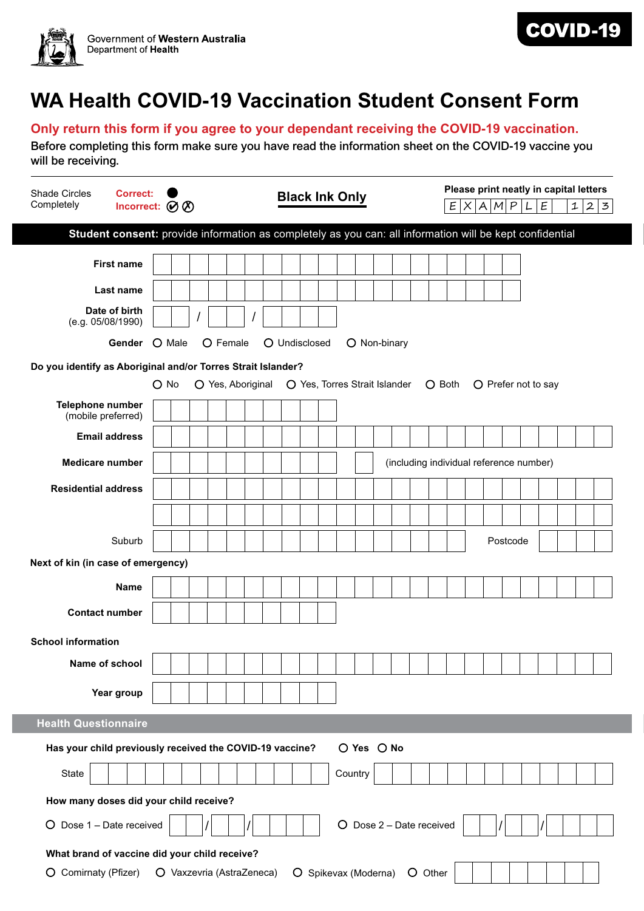Government of **Western Australia**
Department of **Health**

**COVID-19**

# WA Health COVID-19 Vaccination Student Consent Form

**Only return this form if you agree to your dependant receiving the COVID-19 vaccination.**

Before completing this form make sure you have read the information sheet on the COVID-19 vaccine you will be receiving.

Shade Circles Completely — **Correct:** ● **Incorrect:** ✓ ✗

**Black Ink Only**

**Please print neatly in capital letters** E X A M P L E 1 2 3

## Student consent: provide information as completely as you can: all information will be kept confidential

**First name**

**Last name**

**Date of birth** (e.g. 05/08/1990) ___ / ___ / _____

**Gender** ○ Male ○ Female ○ Undisclosed ○ Non-binary

**Do you identify as Aboriginal and/or Torres Strait Islander?**

○ No ○ Yes, Aboriginal ○ Yes, Torres Strait Islander ○ Both ○ Prefer not to say

**Telephone number** (mobile preferred)

**Email address**

**Medicare number** (including individual reference number)

**Residential address**

Suburb Postcode

**Next of kin (in case of emergency)**

**Name**

**Contact number**

**School information**

**Name of school**

**Year group**

## Health Questionnaire

**Has your child previously received the COVID-19 vaccine?** ○ Yes ○ No

State Country

**How many doses did your child receive?**

○ Dose 1 – Date received ___ / ___ / _____ ○ Dose 2 – Date received ___ / ___ / _____

**What brand of vaccine did your child receive?**

○ Comirnaty (Pfizer) ○ Vaxzevria (AstraZeneca) ○ Spikevax (Moderna) ○ Other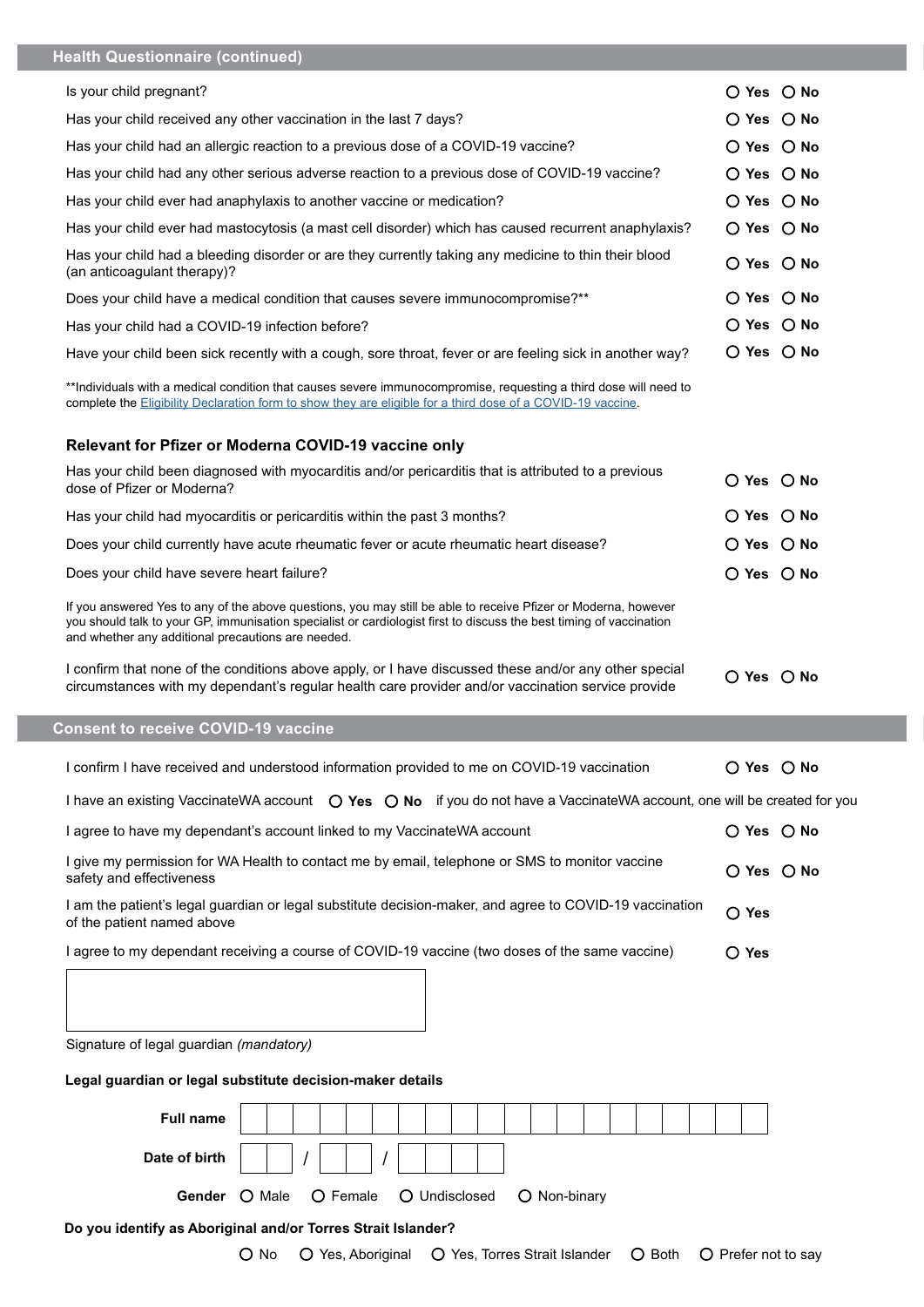## Health Questionnaire (continued)

| Question | Response |
|---|---|
| Is your child pregnant? | ○ Yes ○ No |
| Has your child received any other vaccination in the last 7 days? | ○ Yes ○ No |
| Has your child had an allergic reaction to a previous dose of a COVID-19 vaccine? | ○ Yes ○ No |
| Has your child had any other serious adverse reaction to a previous dose of COVID-19 vaccine? | ○ Yes ○ No |
| Has your child ever had anaphylaxis to another vaccine or medication? | ○ Yes ○ No |
| Has your child ever had mastocytosis (a mast cell disorder) which has caused recurrent anaphylaxis? | ○ Yes ○ No |
| Has your child had a bleeding disorder or are they currently taking any medicine to thin their blood (an anticoagulant therapy)? | ○ Yes ○ No |
| Does your child have a medical condition that causes severe immunocompromise?** | ○ Yes ○ No |
| Has your child had a COVID-19 infection before? | ○ Yes ○ No |
| Have your child been sick recently with a cough, sore throat, fever or are feeling sick in another way? | ○ Yes ○ No |

**Individuals with a medical condition that causes severe immunocompromise, requesting a third dose will need to complete the Eligibility Declaration form to show they are eligible for a third dose of a COVID-19 vaccine.

### Relevant for Pfizer or Moderna COVID-19 vaccine only

| Question | Response |
|---|---|
| Has your child been diagnosed with myocarditis and/or pericarditis that is attributed to a previous dose of Pfizer or Moderna? | ○ Yes ○ No |
| Has your child had myocarditis or pericarditis within the past 3 months? | ○ Yes ○ No |
| Does your child currently have acute rheumatic fever or acute rheumatic heart disease? | ○ Yes ○ No |
| Does your child have severe heart failure? | ○ Yes ○ No |

If you answered Yes to any of the above questions, you may still be able to receive Pfizer or Moderna, however you should talk to your GP, immunisation specialist or cardiologist first to discuss the best timing of vaccination and whether any additional precautions are needed.

| Statement | Response |
|---|---|
| I confirm that none of the conditions above apply, or I have discussed these and/or any other special circumstances with my dependant's regular health care provider and/or vaccination service provide | ○ Yes ○ No |

## Consent to receive COVID-19 vaccine

I confirm I have received and understood information provided to me on COVID-19 vaccination ○ Yes ○ No

I have an existing VaccinateWA account ○ Yes ○ No if you do not have a VaccinateWA account, one will be created for you

I agree to have my dependant's account linked to my VaccinateWA account ○ Yes ○ No

I give my permission for WA Health to contact me by email, telephone or SMS to monitor vaccine safety and effectiveness ○ Yes ○ No

I am the patient's legal guardian or legal substitute decision-maker, and agree to COVID-19 vaccination of the patient named above ○ Yes

I agree to my dependant receiving a course of COVID-19 vaccine (two doses of the same vaccine) ○ Yes

Signature of legal guardian *(mandatory)*

**Legal guardian or legal substitute decision-maker details**

**Full name** ______________________

**Date of birth** __ __ / __ __ / __ __ __ __

**Gender** ○ Male ○ Female ○ Undisclosed ○ Non-binary

**Do you identify as Aboriginal and/or Torres Strait Islander?**

○ No ○ Yes, Aboriginal ○ Yes, Torres Strait Islander ○ Both ○ Prefer not to say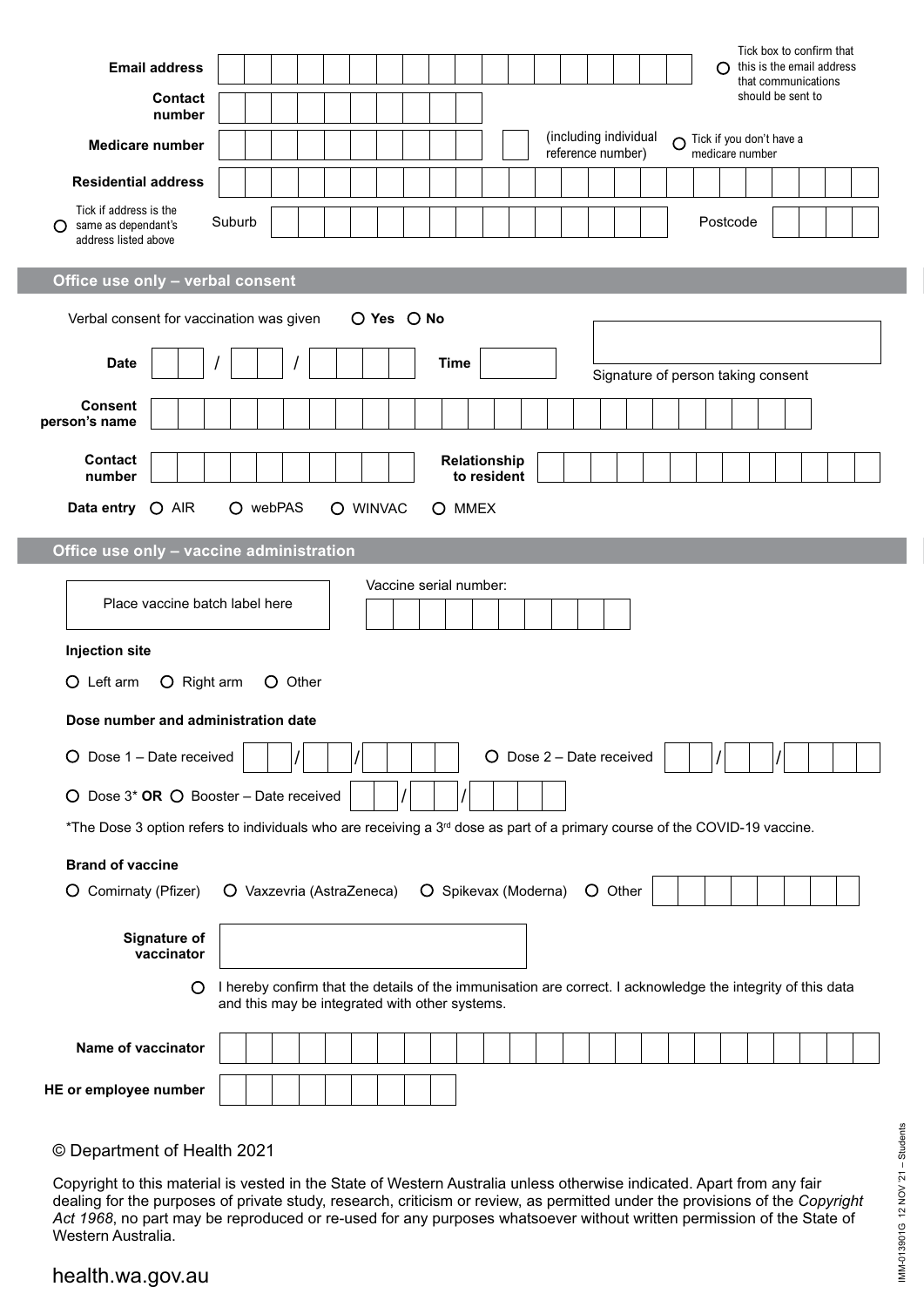**Email address** ○ Tick box to confirm that this is the email address that communications should be sent to

**Contact number**

**Medicare number** (including individual reference number) ○ Tick if you don't have a medicare number

**Residential address**

○ Tick if address is the same as dependant's address listed above

Suburb

Postcode

## Office use only – verbal consent

Verbal consent for vaccination was given ○ **Yes** ○ **No**

**Date** / /

**Time**

Signature of person taking consent

**Consent person's name**

**Contact number**

**Relationship to resident**

**Data entry** ○ AIR ○ webPAS ○ WINVAC ○ MMEX

## Office use only – vaccine administration

Place vaccine batch label here

Vaccine serial number:

**Injection site**

○ Left arm ○ Right arm ○ Other

**Dose number and administration date**

○ Dose 1 – Date received / / ○ Dose 2 – Date received / /

○ Dose 3* **OR** ○ Booster – Date received / /

*The Dose 3 option refers to individuals who are receiving a 3rd dose as part of a primary course of the COVID-19 vaccine.

**Brand of vaccine**

○ Comirnaty (Pfizer) ○ Vaxzevria (AstraZeneca) ○ Spikevax (Moderna) ○ Other

**Signature of vaccinator**

○ I hereby confirm that the details of the immunisation are correct. I acknowledge the integrity of this data and this may be integrated with other systems.

**Name of vaccinator**

**HE or employee number**

© Department of Health 2021

Copyright to this material is vested in the State of Western Australia unless otherwise indicated. Apart from any fair dealing for the purposes of private study, research, criticism or review, as permitted under the provisions of the *Copyright Act 1968*, no part may be reproduced or re-used for any purposes whatsoever without written permission of the State of Western Australia.

health.wa.gov.au

IMM-013901G 12 NOV '21 – Students